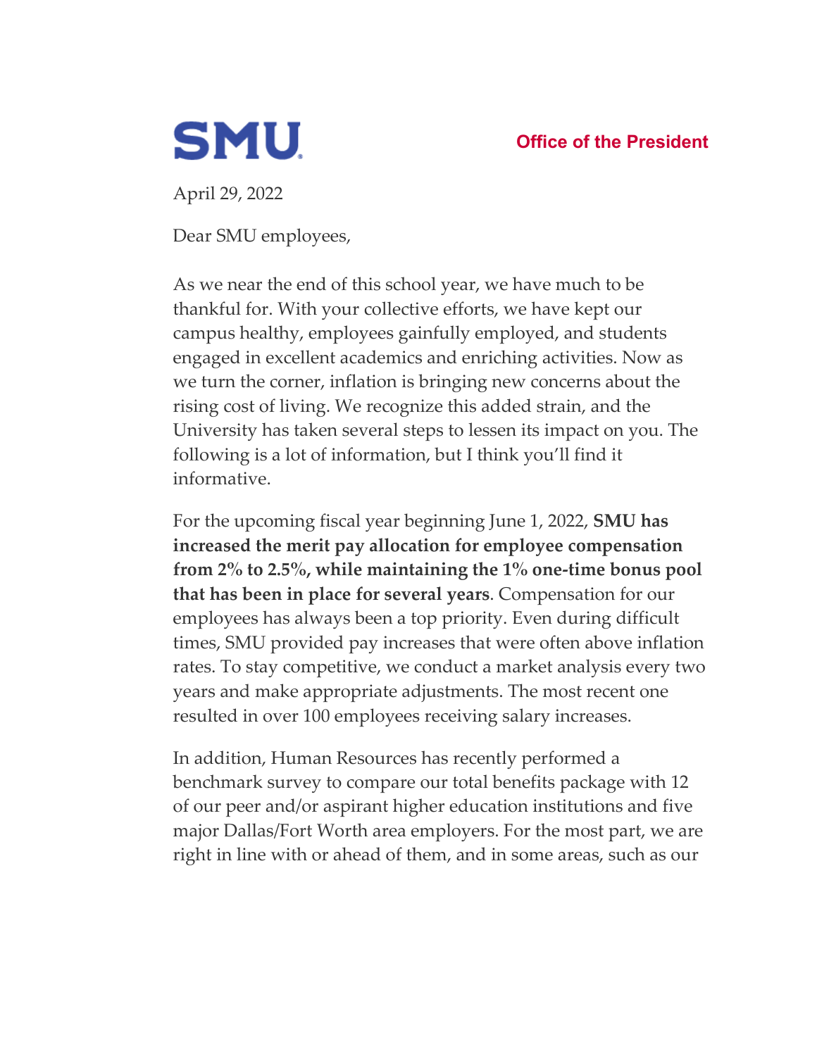SMU

Office of the President

April 29, 2022

Dear SMU employees,

As we near the end of this school year, we have much to be thankful for. With your collective efforts, we have kept our campus healthy, employees gainfully employed, and students engaged in excellent academics and enriching activities. Now as we turn the corner, inflation is bringing new concerns about the rising cost of living. We recognize this added strain, and the University has taken several steps to lessen its impact on you. The following is a lot of information, but I think you'll find it informative.

For the upcoming fiscal year beginning June 1, 2022, **SMU has increased the merit pay allocation for employee compensation from 2% to 2.5%, while maintaining the 1% one-time bonus pool that has been in place for several years**. Compensation for our employees has always been a top priority. Even during difficult times, SMU provided pay increases that were often above inflation rates. To stay competitive, we conduct a market analysis every two years and make appropriate adjustments. The most recent one resulted in over 100 employees receiving salary increases.

In addition, Human Resources has recently performed a benchmark survey to compare our total benefits package with 12 of our peer and/or aspirant higher education institutions and five major Dallas/Fort Worth area employers. For the most part, we are right in line with or ahead of them, and in some areas, such as our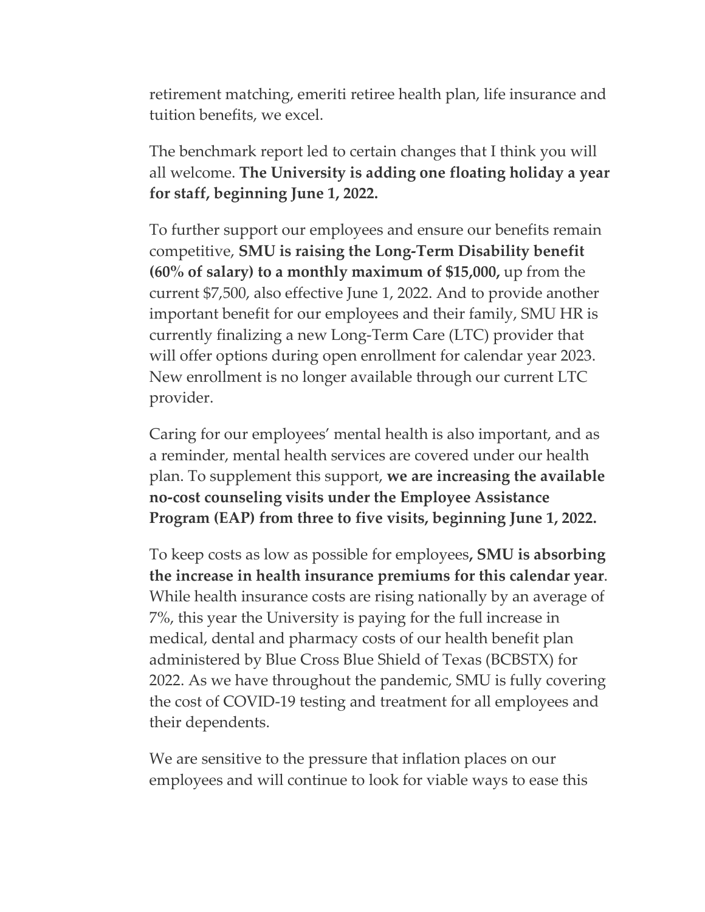retirement matching, emeriti retiree health plan, life insurance and tuition benefits, we excel.

The benchmark report led to certain changes that I think you will all welcome. **The University is adding one floating holiday a year for staff, beginning June 1, 2022.**

To further support our employees and ensure our benefits remain competitive, **SMU is raising the Long-Term Disability benefit (60% of salary) to a monthly maximum of $15,000,** up from the current $7,500, also effective June 1, 2022. And to provide another important benefit for our employees and their family, SMU HR is currently finalizing a new Long-Term Care (LTC) provider that will offer options during open enrollment for calendar year 2023. New enrollment is no longer available through our current LTC provider.

Caring for our employees' mental health is also important, and as a reminder, mental health services are covered under our health plan. To supplement this support, **we are increasing the available no-cost counseling visits under the Employee Assistance Program (EAP) from three to five visits, beginning June 1, 2022.**

To keep costs as low as possible for employees**, SMU is absorbing the increase in health insurance premiums for this calendar year**. While health insurance costs are rising nationally by an average of 7%, this year the University is paying for the full increase in medical, dental and pharmacy costs of our health benefit plan administered by Blue Cross Blue Shield of Texas (BCBSTX) for 2022. As we have throughout the pandemic, SMU is fully covering the cost of COVID-19 testing and treatment for all employees and their dependents.

We are sensitive to the pressure that inflation places on our employees and will continue to look for viable ways to ease this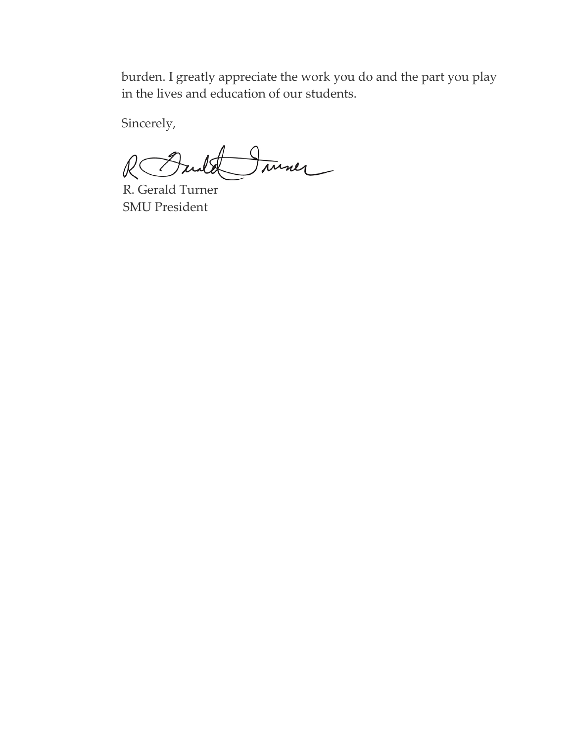burden. I greatly appreciate the work you do and the part you play in the lives and education of our students.

Sincerely,

R. Gerald Turner
SMU President